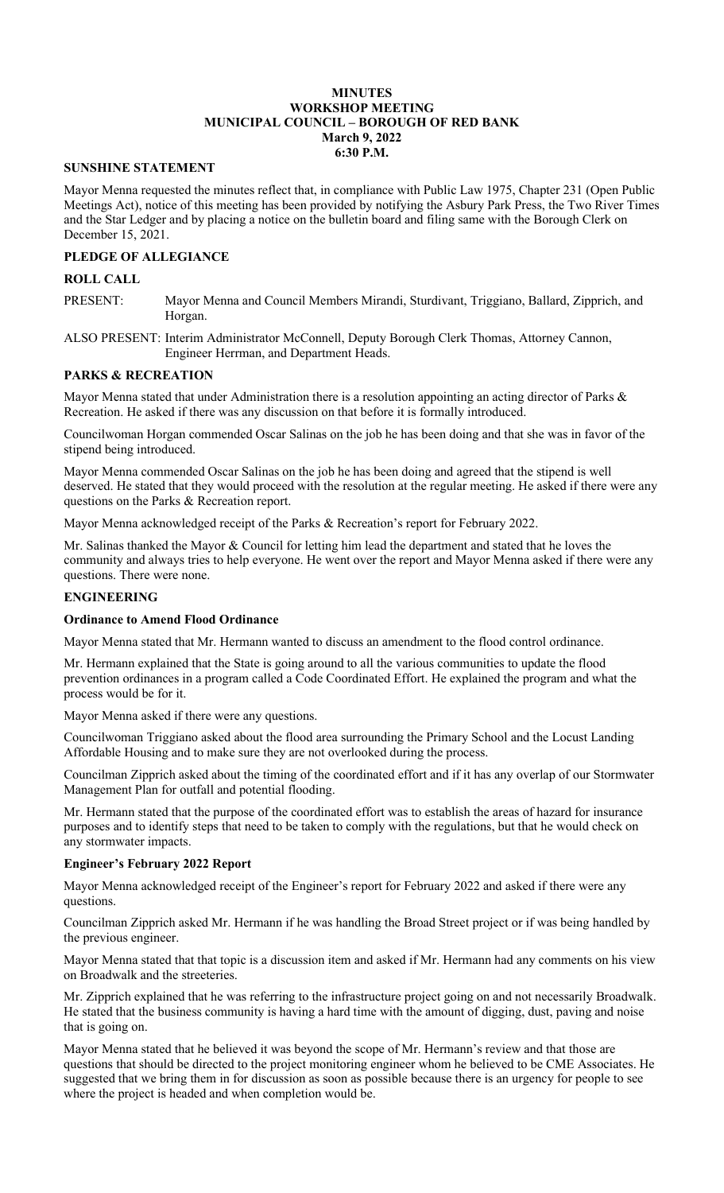# MINUTES
## WORKSHOP MEETING
## MUNICIPAL COUNCIL – BOROUGH OF RED BANK
## March 9, 2022
## 6:30 P.M.

### SUNSHINE STATEMENT

Mayor Menna requested the minutes reflect that, in compliance with Public Law 1975, Chapter 231 (Open Public Meetings Act), notice of this meeting has been provided by notifying the Asbury Park Press, the Two River Times and the Star Ledger and by placing a notice on the bulletin board and filing same with the Borough Clerk on December 15, 2021.

### PLEDGE OF ALLEGIANCE

### ROLL CALL

PRESENT: Mayor Menna and Council Members Mirandi, Sturdivant, Triggiano, Ballard, Zipprich, and Horgan.

ALSO PRESENT: Interim Administrator McConnell, Deputy Borough Clerk Thomas, Attorney Cannon, Engineer Herrman, and Department Heads.

### PARKS & RECREATION

Mayor Menna stated that under Administration there is a resolution appointing an acting director of Parks & Recreation. He asked if there was any discussion on that before it is formally introduced.

Councilwoman Horgan commended Oscar Salinas on the job he has been doing and that she was in favor of the stipend being introduced.

Mayor Menna commended Oscar Salinas on the job he has been doing and agreed that the stipend is well deserved. He stated that they would proceed with the resolution at the regular meeting. He asked if there were any questions on the Parks & Recreation report.

Mayor Menna acknowledged receipt of the Parks & Recreation's report for February 2022.

Mr. Salinas thanked the Mayor & Council for letting him lead the department and stated that he loves the community and always tries to help everyone. He went over the report and Mayor Menna asked if there were any questions. There were none.

### ENGINEERING

#### Ordinance to Amend Flood Ordinance

Mayor Menna stated that Mr. Hermann wanted to discuss an amendment to the flood control ordinance.

Mr. Hermann explained that the State is going around to all the various communities to update the flood prevention ordinances in a program called a Code Coordinated Effort. He explained the program and what the process would be for it.

Mayor Menna asked if there were any questions.

Councilwoman Triggiano asked about the flood area surrounding the Primary School and the Locust Landing Affordable Housing and to make sure they are not overlooked during the process.

Councilman Zipprich asked about the timing of the coordinated effort and if it has any overlap of our Stormwater Management Plan for outfall and potential flooding.

Mr. Hermann stated that the purpose of the coordinated effort was to establish the areas of hazard for insurance purposes and to identify steps that need to be taken to comply with the regulations, but that he would check on any stormwater impacts.

#### Engineer's February 2022 Report

Mayor Menna acknowledged receipt of the Engineer's report for February 2022 and asked if there were any questions.

Councilman Zipprich asked Mr. Hermann if he was handling the Broad Street project or if was being handled by the previous engineer.

Mayor Menna stated that that topic is a discussion item and asked if Mr. Hermann had any comments on his view on Broadwalk and the streeteries.

Mr. Zipprich explained that he was referring to the infrastructure project going on and not necessarily Broadwalk. He stated that the business community is having a hard time with the amount of digging, dust, paving and noise that is going on.

Mayor Menna stated that he believed it was beyond the scope of Mr. Hermann's review and that those are questions that should be directed to the project monitoring engineer whom he believed to be CME Associates. He suggested that we bring them in for discussion as soon as possible because there is an urgency for people to see where the project is headed and when completion would be.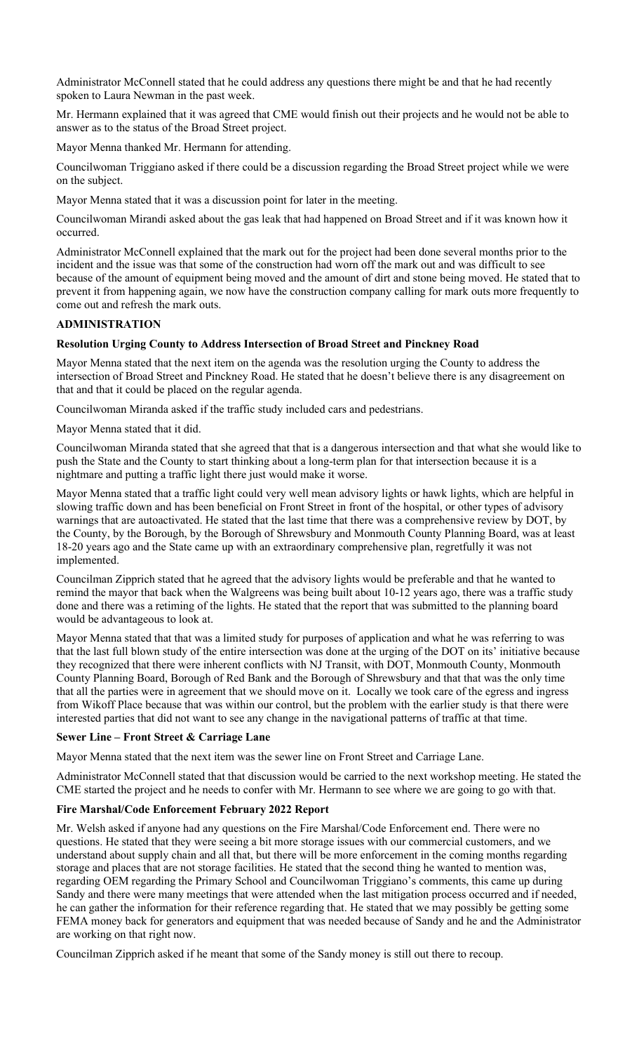Administrator McConnell stated that he could address any questions there might be and that he had recently spoken to Laura Newman in the past week.

Mr. Hermann explained that it was agreed that CME would finish out their projects and he would not be able to answer as to the status of the Broad Street project.

Mayor Menna thanked Mr. Hermann for attending.

Councilwoman Triggiano asked if there could be a discussion regarding the Broad Street project while we were on the subject.

Mayor Menna stated that it was a discussion point for later in the meeting.

Councilwoman Mirandi asked about the gas leak that had happened on Broad Street and if it was known how it occurred.

Administrator McConnell explained that the mark out for the project had been done several months prior to the incident and the issue was that some of the construction had worn off the mark out and was difficult to see because of the amount of equipment being moved and the amount of dirt and stone being moved. He stated that to prevent it from happening again, we now have the construction company calling for mark outs more frequently to come out and refresh the mark outs.

**ADMINISTRATION**

**Resolution Urging County to Address Intersection of Broad Street and Pinckney Road**

Mayor Menna stated that the next item on the agenda was the resolution urging the County to address the intersection of Broad Street and Pinckney Road. He stated that he doesn't believe there is any disagreement on that and that it could be placed on the regular agenda.

Councilwoman Miranda asked if the traffic study included cars and pedestrians.

Mayor Menna stated that it did.

Councilwoman Miranda stated that she agreed that that is a dangerous intersection and that what she would like to push the State and the County to start thinking about a long-term plan for that intersection because it is a nightmare and putting a traffic light there just would make it worse.

Mayor Menna stated that a traffic light could very well mean advisory lights or hawk lights, which are helpful in slowing traffic down and has been beneficial on Front Street in front of the hospital, or other types of advisory warnings that are autoactivated. He stated that the last time that there was a comprehensive review by DOT, by the County, by the Borough, by the Borough of Shrewsbury and Monmouth County Planning Board, was at least 18-20 years ago and the State came up with an extraordinary comprehensive plan, regretfully it was not implemented.

Councilman Zipprich stated that he agreed that the advisory lights would be preferable and that he wanted to remind the mayor that back when the Walgreens was being built about 10-12 years ago, there was a traffic study done and there was a retiming of the lights. He stated that the report that was submitted to the planning board would be advantageous to look at.

Mayor Menna stated that that was a limited study for purposes of application and what he was referring to was that the last full blown study of the entire intersection was done at the urging of the DOT on its' initiative because they recognized that there were inherent conflicts with NJ Transit, with DOT, Monmouth County, Monmouth County Planning Board, Borough of Red Bank and the Borough of Shrewsbury and that that was the only time that all the parties were in agreement that we should move on it. Locally we took care of the egress and ingress from Wikoff Place because that was within our control, but the problem with the earlier study is that there were interested parties that did not want to see any change in the navigational patterns of traffic at that time.

**Sewer Line – Front Street & Carriage Lane**

Mayor Menna stated that the next item was the sewer line on Front Street and Carriage Lane.

Administrator McConnell stated that that discussion would be carried to the next workshop meeting. He stated the CME started the project and he needs to confer with Mr. Hermann to see where we are going to go with that.

**Fire Marshal/Code Enforcement February 2022 Report**

Mr. Welsh asked if anyone had any questions on the Fire Marshal/Code Enforcement end. There were no questions. He stated that they were seeing a bit more storage issues with our commercial customers, and we understand about supply chain and all that, but there will be more enforcement in the coming months regarding storage and places that are not storage facilities. He stated that the second thing he wanted to mention was, regarding OEM regarding the Primary School and Councilwoman Triggiano's comments, this came up during Sandy and there were many meetings that were attended when the last mitigation process occurred and if needed, he can gather the information for their reference regarding that. He stated that we may possibly be getting some FEMA money back for generators and equipment that was needed because of Sandy and he and the Administrator are working on that right now.

Councilman Zipprich asked if he meant that some of the Sandy money is still out there to recoup.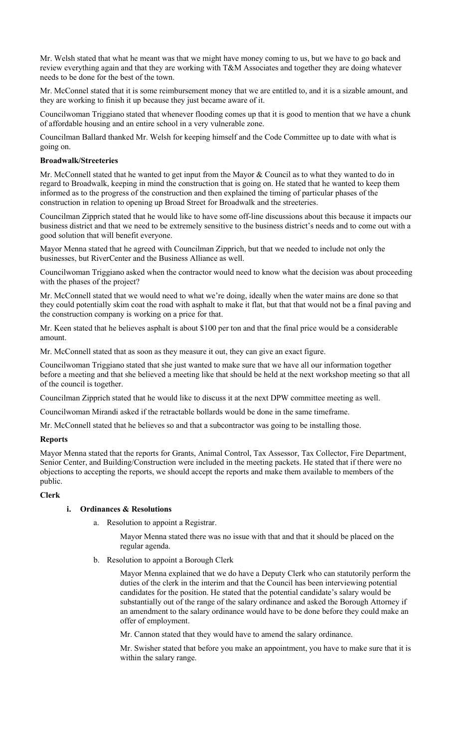Mr. Welsh stated that what he meant was that we might have money coming to us, but we have to go back and review everything again and that they are working with T&M Associates and together they are doing whatever needs to be done for the best of the town.

Mr. McConnel stated that it is some reimbursement money that we are entitled to, and it is a sizable amount, and they are working to finish it up because they just became aware of it.

Councilwoman Triggiano stated that whenever flooding comes up that it is good to mention that we have a chunk of affordable housing and an entire school in a very vulnerable zone.

Councilman Ballard thanked Mr. Welsh for keeping himself and the Code Committee up to date with what is going on.

**Broadwalk/Streeteries**

Mr. McConnell stated that he wanted to get input from the Mayor & Council as to what they wanted to do in regard to Broadwalk, keeping in mind the construction that is going on. He stated that he wanted to keep them informed as to the progress of the construction and then explained the timing of particular phases of the construction in relation to opening up Broad Street for Broadwalk and the streeteries.

Councilman Zipprich stated that he would like to have some off-line discussions about this because it impacts our business district and that we need to be extremely sensitive to the business district's needs and to come out with a good solution that will benefit everyone.

Mayor Menna stated that he agreed with Councilman Zipprich, but that we needed to include not only the businesses, but RiverCenter and the Business Alliance as well.

Councilwoman Triggiano asked when the contractor would need to know what the decision was about proceeding with the phases of the project?

Mr. McConnell stated that we would need to what we're doing, ideally when the water mains are done so that they could potentially skim coat the road with asphalt to make it flat, but that that would not be a final paving and the construction company is working on a price for that.

Mr. Keen stated that he believes asphalt is about $100 per ton and that the final price would be a considerable amount.

Mr. McConnell stated that as soon as they measure it out, they can give an exact figure.

Councilwoman Triggiano stated that she just wanted to make sure that we have all our information together before a meeting and that she believed a meeting like that should be held at the next workshop meeting so that all of the council is together.

Councilman Zipprich stated that he would like to discuss it at the next DPW committee meeting as well.

Councilwoman Mirandi asked if the retractable bollards would be done in the same timeframe.

Mr. McConnell stated that he believes so and that a subcontractor was going to be installing those.

**Reports**

Mayor Menna stated that the reports for Grants, Animal Control, Tax Assessor, Tax Collector, Fire Department, Senior Center, and Building/Construction were included in the meeting packets. He stated that if there were no objections to accepting the reports, we should accept the reports and make them available to members of the public.

**Clerk**

**i. Ordinances & Resolutions**

a. Resolution to appoint a Registrar.

   Mayor Menna stated there was no issue with that and that it should be placed on the regular agenda.

b. Resolution to appoint a Borough Clerk

   Mayor Menna explained that we do have a Deputy Clerk who can statutorily perform the duties of the clerk in the interim and that the Council has been interviewing potential candidates for the position. He stated that the potential candidate's salary would be substantially out of the range of the salary ordinance and asked the Borough Attorney if an amendment to the salary ordinance would have to be done before they could make an offer of employment.

   Mr. Cannon stated that they would have to amend the salary ordinance.

   Mr. Swisher stated that before you make an appointment, you have to make sure that it is within the salary range.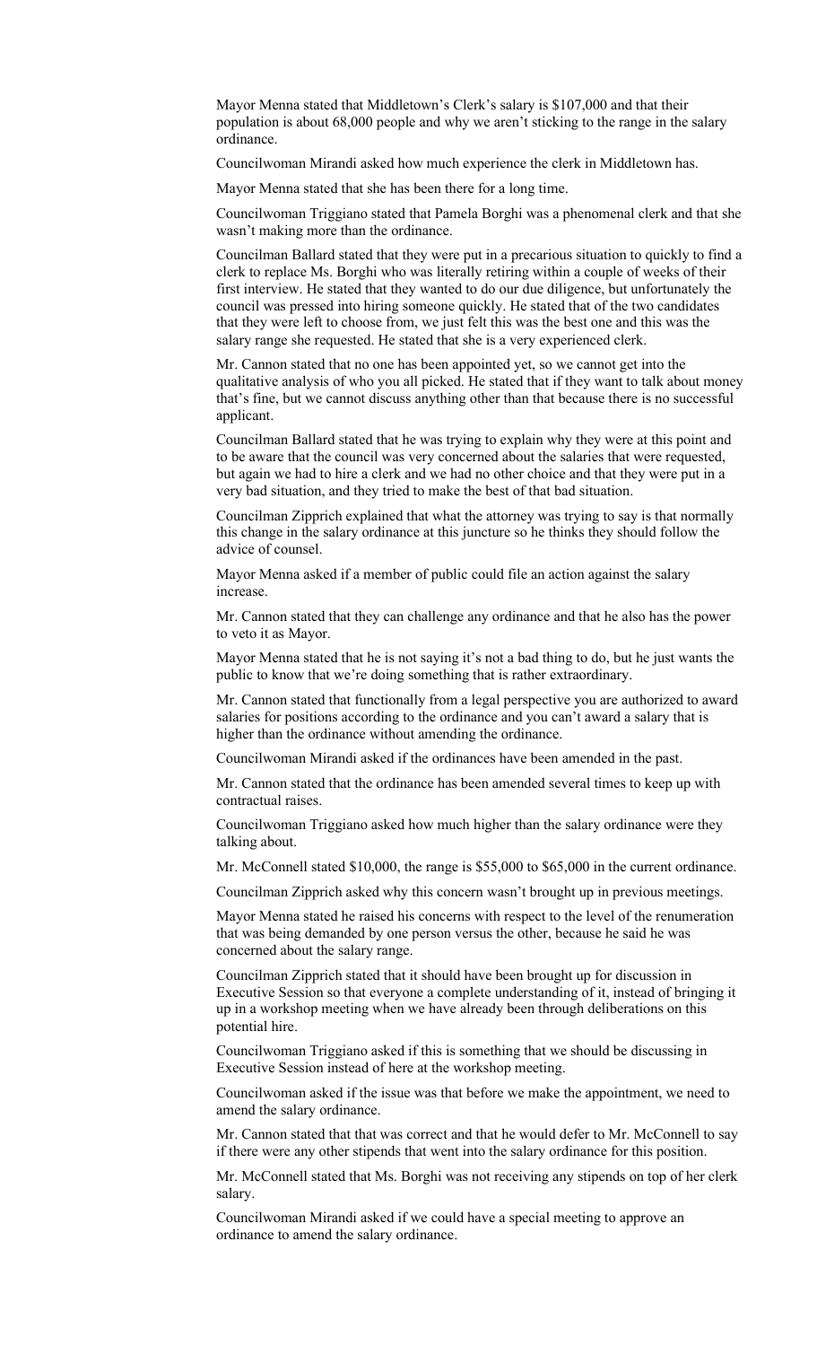Mayor Menna stated that Middletown's Clerk's salary is $107,000 and that their population is about 68,000 people and why we aren't sticking to the range in the salary ordinance.

Councilwoman Mirandi asked how much experience the clerk in Middletown has.

Mayor Menna stated that she has been there for a long time.

Councilwoman Triggiano stated that Pamela Borghi was a phenomenal clerk and that she wasn't making more than the ordinance.

Councilman Ballard stated that they were put in a precarious situation to quickly to find a clerk to replace Ms. Borghi who was literally retiring within a couple of weeks of their first interview. He stated that they wanted to do our due diligence, but unfortunately the council was pressed into hiring someone quickly. He stated that of the two candidates that they were left to choose from, we just felt this was the best one and this was the salary range she requested. He stated that she is a very experienced clerk.

Mr. Cannon stated that no one has been appointed yet, so we cannot get into the qualitative analysis of who you all picked. He stated that if they want to talk about money that's fine, but we cannot discuss anything other than that because there is no successful applicant.

Councilman Ballard stated that he was trying to explain why they were at this point and to be aware that the council was very concerned about the salaries that were requested, but again we had to hire a clerk and we had no other choice and that they were put in a very bad situation, and they tried to make the best of that bad situation.

Councilman Zipprich explained that what the attorney was trying to say is that normally this change in the salary ordinance at this juncture so he thinks they should follow the advice of counsel.

Mayor Menna asked if a member of public could file an action against the salary increase.

Mr. Cannon stated that they can challenge any ordinance and that he also has the power to veto it as Mayor.

Mayor Menna stated that he is not saying it's not a bad thing to do, but he just wants the public to know that we're doing something that is rather extraordinary.

Mr. Cannon stated that functionally from a legal perspective you are authorized to award salaries for positions according to the ordinance and you can't award a salary that is higher than the ordinance without amending the ordinance.

Councilwoman Mirandi asked if the ordinances have been amended in the past.

Mr. Cannon stated that the ordinance has been amended several times to keep up with contractual raises.

Councilwoman Triggiano asked how much higher than the salary ordinance were they talking about.

Mr. McConnell stated $10,000, the range is $55,000 to $65,000 in the current ordinance.

Councilman Zipprich asked why this concern wasn't brought up in previous meetings.

Mayor Menna stated he raised his concerns with respect to the level of the renumeration that was being demanded by one person versus the other, because he said he was concerned about the salary range.

Councilman Zipprich stated that it should have been brought up for discussion in Executive Session so that everyone a complete understanding of it, instead of bringing it up in a workshop meeting when we have already been through deliberations on this potential hire.

Councilwoman Triggiano asked if this is something that we should be discussing in Executive Session instead of here at the workshop meeting.

Councilwoman asked if the issue was that before we make the appointment, we need to amend the salary ordinance.

Mr. Cannon stated that that was correct and that he would defer to Mr. McConnell to say if there were any other stipends that went into the salary ordinance for this position.

Mr. McConnell stated that Ms. Borghi was not receiving any stipends on top of her clerk salary.

Councilwoman Mirandi asked if we could have a special meeting to approve an ordinance to amend the salary ordinance.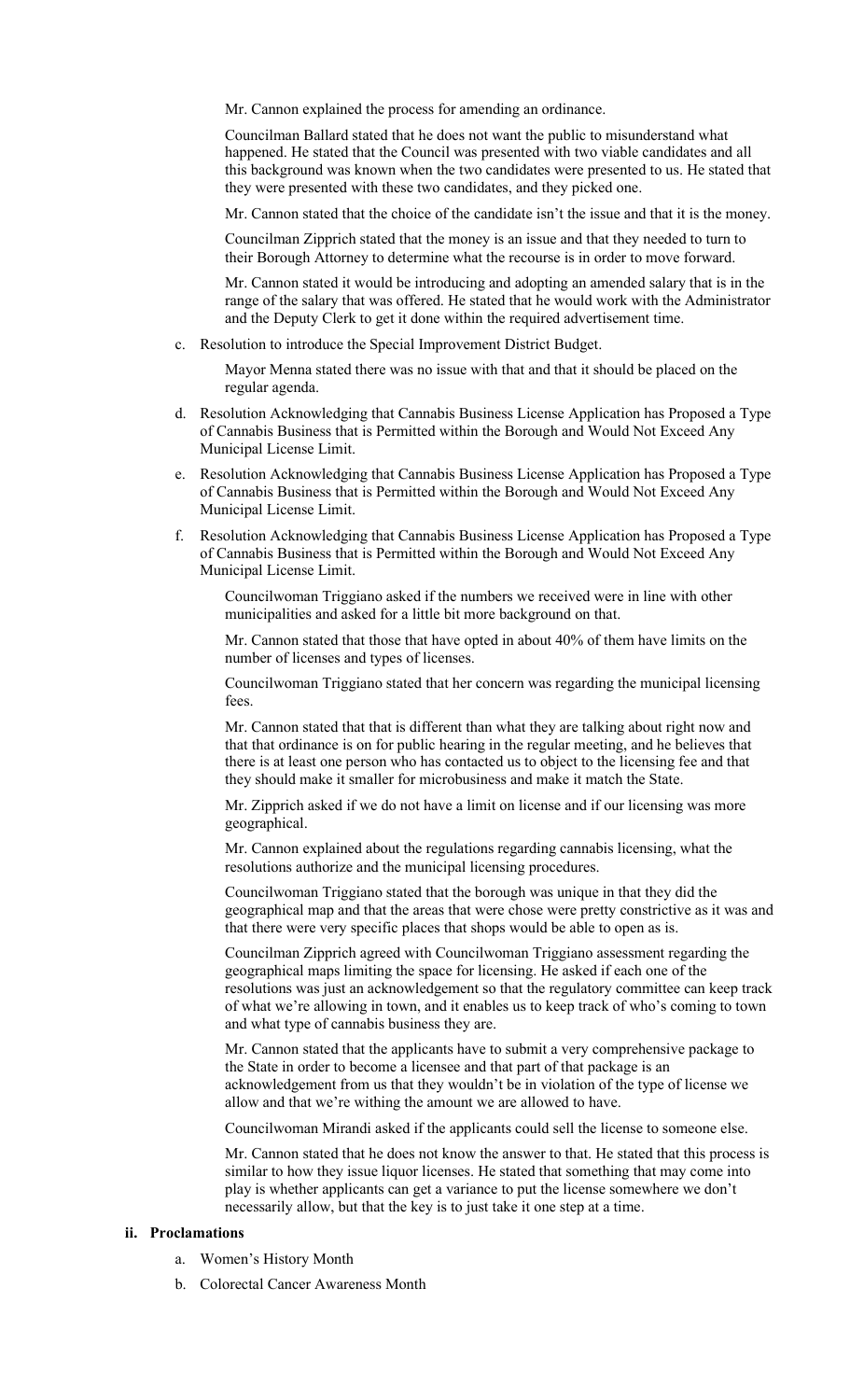Mr. Cannon explained the process for amending an ordinance.

Councilman Ballard stated that he does not want the public to misunderstand what happened. He stated that the Council was presented with two viable candidates and all this background was known when the two candidates were presented to us. He stated that they were presented with these two candidates, and they picked one.

Mr. Cannon stated that the choice of the candidate isn't the issue and that it is the money.

Councilman Zipprich stated that the money is an issue and that they needed to turn to their Borough Attorney to determine what the recourse is in order to move forward.

Mr. Cannon stated it would be introducing and adopting an amended salary that is in the range of the salary that was offered. He stated that he would work with the Administrator and the Deputy Clerk to get it done within the required advertisement time.

c. Resolution to introduce the Special Improvement District Budget.

   Mayor Menna stated there was no issue with that and that it should be placed on the regular agenda.

d. Resolution Acknowledging that Cannabis Business License Application has Proposed a Type of Cannabis Business that is Permitted within the Borough and Would Not Exceed Any Municipal License Limit.

e. Resolution Acknowledging that Cannabis Business License Application has Proposed a Type of Cannabis Business that is Permitted within the Borough and Would Not Exceed Any Municipal License Limit.

f. Resolution Acknowledging that Cannabis Business License Application has Proposed a Type of Cannabis Business that is Permitted within the Borough and Would Not Exceed Any Municipal License Limit.

   Councilwoman Triggiano asked if the numbers we received were in line with other municipalities and asked for a little bit more background on that.

   Mr. Cannon stated that those that have opted in about 40% of them have limits on the number of licenses and types of licenses.

   Councilwoman Triggiano stated that her concern was regarding the municipal licensing fees.

   Mr. Cannon stated that that is different than what they are talking about right now and that that ordinance is on for public hearing in the regular meeting, and he believes that there is at least one person who has contacted us to object to the licensing fee and that they should make it smaller for microbusiness and make it match the State.

   Mr. Zipprich asked if we do not have a limit on license and if our licensing was more geographical.

   Mr. Cannon explained about the regulations regarding cannabis licensing, what the resolutions authorize and the municipal licensing procedures.

   Councilwoman Triggiano stated that the borough was unique in that they did the geographical map and that the areas that were chose were pretty constrictive as it was and that there were very specific places that shops would be able to open as is.

   Councilman Zipprich agreed with Councilwoman Triggiano assessment regarding the geographical maps limiting the space for licensing. He asked if each one of the resolutions was just an acknowledgement so that the regulatory committee can keep track of what we're allowing in town, and it enables us to keep track of who's coming to town and what type of cannabis business they are.

   Mr. Cannon stated that the applicants have to submit a very comprehensive package to the State in order to become a licensee and that part of that package is an acknowledgement from us that they wouldn't be in violation of the type of license we allow and that we're withing the amount we are allowed to have.

   Councilwoman Mirandi asked if the applicants could sell the license to someone else.

   Mr. Cannon stated that he does not know the answer to that. He stated that this process is similar to how they issue liquor licenses. He stated that something that may come into play is whether applicants can get a variance to put the license somewhere we don't necessarily allow, but that the key is to just take it one step at a time.

**ii. Proclamations**

a. Women's History Month

b. Colorectal Cancer Awareness Month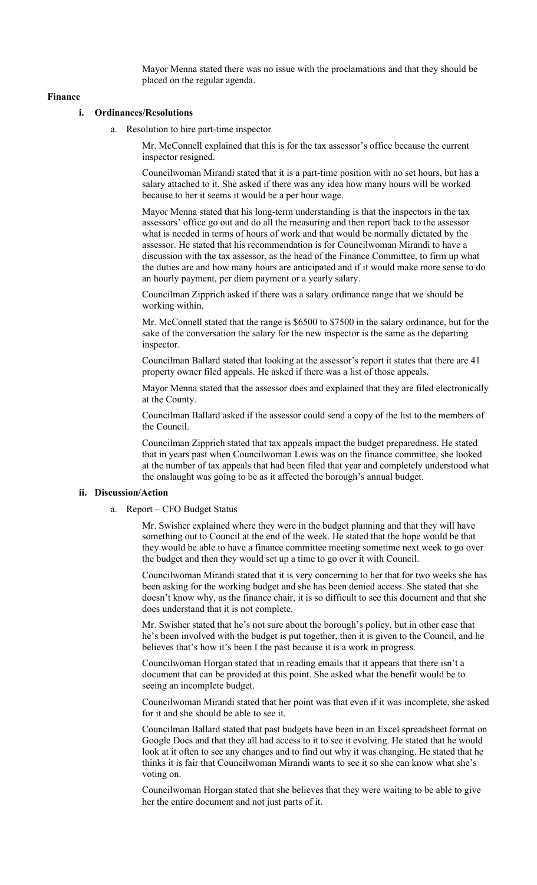Mayor Menna stated there was no issue with the proclamations and that they should be placed on the regular agenda.

**Finance**

**i. Ordinances/Resolutions**

a. Resolution to hire part-time inspector

Mr. McConnell explained that this is for the tax assessor's office because the current inspector resigned.

Councilwoman Mirandi stated that it is a part-time position with no set hours, but has a salary attached to it. She asked if there was any idea how many hours will be worked because to her it seems it would be a per hour wage.

Mayor Menna stated that his long-term understanding is that the inspectors in the tax assessors' office go out and do all the measuring and then report back to the assessor what is needed in terms of hours of work and that would be normally dictated by the assessor. He stated that his recommendation is for Councilwoman Mirandi to have a discussion with the tax assessor, as the head of the Finance Committee, to firm up what the duties are and how many hours are anticipated and if it would make more sense to do an hourly payment, per diem payment or a yearly salary.

Councilman Zipprich asked if there was a salary ordinance range that we should be working within.

Mr. McConnell stated that the range is $6500 to $7500 in the salary ordinance, but for the sake of the conversation the salary for the new inspector is the same as the departing inspector.

Councilman Ballard stated that looking at the assessor's report it states that there are 41 property owner filed appeals. He asked if there was a list of those appeals.

Mayor Menna stated that the assessor does and explained that they are filed electronically at the County.

Councilman Ballard asked if the assessor could send a copy of the list to the members of the Council.

Councilman Zipprich stated that tax appeals impact the budget preparedness. He stated that in years past when Councilwoman Lewis was on the finance committee, she looked at the number of tax appeals that had been filed that year and completely understood what the onslaught was going to be as it affected the borough's annual budget.

**ii. Discussion/Action**

a. Report – CFO Budget Status

Mr. Swisher explained where they were in the budget planning and that they will have something out to Council at the end of the week. He stated that the hope would be that they would be able to have a finance committee meeting sometime next week to go over the budget and then they would set up a time to go over it with Council.

Councilwoman Mirandi stated that it is very concerning to her that for two weeks she has been asking for the working budget and she has been denied access. She stated that she doesn't know why, as the finance chair, it is so difficult to see this document and that she does understand that it is not complete.

Mr. Swisher stated that he's not sure about the borough's policy, but in other case that he's been involved with the budget is put together, then it is given to the Council, and he believes that's how it's been I the past because it is a work in progress.

Councilwoman Horgan stated that in reading emails that it appears that there isn't a document that can be provided at this point. She asked what the benefit would be to seeing an incomplete budget.

Councilwoman Mirandi stated that her point was that even if it was incomplete, she asked for it and she should be able to see it.

Councilman Ballard stated that past budgets have been in an Excel spreadsheet format on Google Docs and that they all had access to it to see it evolving. He stated that he would look at it often to see any changes and to find out why it was changing. He stated that he thinks it is fair that Councilwoman Mirandi wants to see it so she can know what she's voting on.

Councilwoman Horgan stated that she believes that they were waiting to be able to give her the entire document and not just parts of it.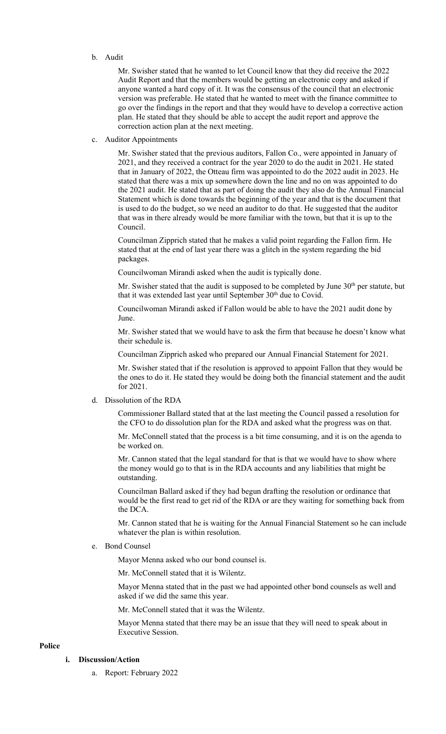b. Audit

Mr. Swisher stated that he wanted to let Council know that they did receive the 2022 Audit Report and that the members would be getting an electronic copy and asked if anyone wanted a hard copy of it. It was the consensus of the council that an electronic version was preferable. He stated that he wanted to meet with the finance committee to go over the findings in the report and that they would have to develop a corrective action plan. He stated that they should be able to accept the audit report and approve the correction action plan at the next meeting.

c. Auditor Appointments

Mr. Swisher stated that the previous auditors, Fallon Co., were appointed in January of 2021, and they received a contract for the year 2020 to do the audit in 2021. He stated that in January of 2022, the Otteau firm was appointed to do the 2022 audit in 2023. He stated that there was a mix up somewhere down the line and no on was appointed to do the 2021 audit. He stated that as part of doing the audit they also do the Annual Financial Statement which is done towards the beginning of the year and that is the document that is used to do the budget, so we need an auditor to do that. He suggested that the auditor that was in there already would be more familiar with the town, but that it is up to the Council.

Councilman Zipprich stated that he makes a valid point regarding the Fallon firm. He stated that at the end of last year there was a glitch in the system regarding the bid packages.

Councilwoman Mirandi asked when the audit is typically done.

Mr. Swisher stated that the audit is supposed to be completed by June 30th per statute, but that it was extended last year until September 30th due to Covid.

Councilwoman Mirandi asked if Fallon would be able to have the 2021 audit done by June.

Mr. Swisher stated that we would have to ask the firm that because he doesn't know what their schedule is.

Councilman Zipprich asked who prepared our Annual Financial Statement for 2021.

Mr. Swisher stated that if the resolution is approved to appoint Fallon that they would be the ones to do it. He stated they would be doing both the financial statement and the audit for 2021.

d. Dissolution of the RDA

Commissioner Ballard stated that at the last meeting the Council passed a resolution for the CFO to do dissolution plan for the RDA and asked what the progress was on that.

Mr. McConnell stated that the process is a bit time consuming, and it is on the agenda to be worked on.

Mr. Cannon stated that the legal standard for that is that we would have to show where the money would go to that is in the RDA accounts and any liabilities that might be outstanding.

Councilman Ballard asked if they had begun drafting the resolution or ordinance that would be the first read to get rid of the RDA or are they waiting for something back from the DCA.

Mr. Cannon stated that he is waiting for the Annual Financial Statement so he can include whatever the plan is within resolution.

e. Bond Counsel

Mayor Menna asked who our bond counsel is.

Mr. McConnell stated that it is Wilentz.

Mayor Menna stated that in the past we had appointed other bond counsels as well and asked if we did the same this year.

Mr. McConnell stated that it was the Wilentz.

Mayor Menna stated that there may be an issue that they will need to speak about in Executive Session.

**Police**

**i. Discussion/Action**

a. Report: February 2022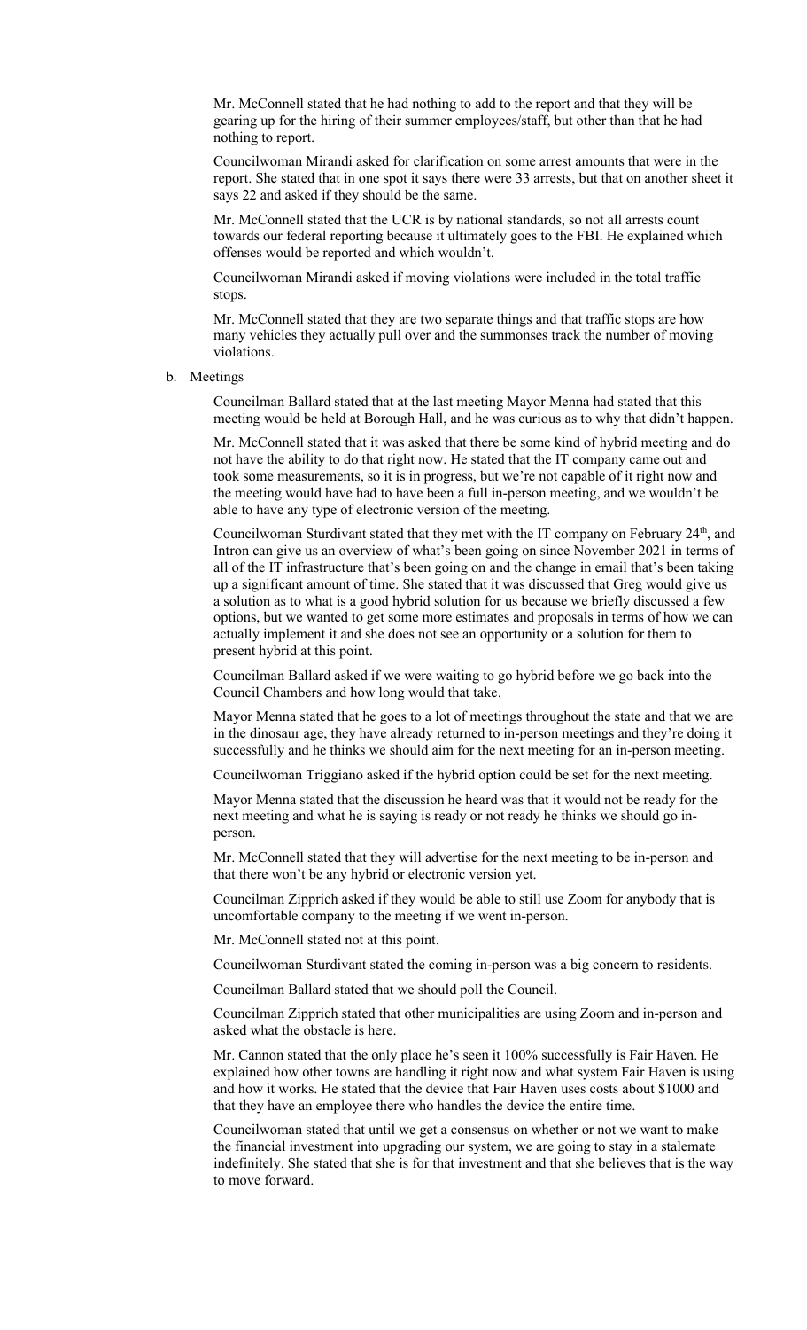Mr. McConnell stated that he had nothing to add to the report and that they will be gearing up for the hiring of their summer employees/staff, but other than that he had nothing to report.

Councilwoman Mirandi asked for clarification on some arrest amounts that were in the report. She stated that in one spot it says there were 33 arrests, but that on another sheet it says 22 and asked if they should be the same.

Mr. McConnell stated that the UCR is by national standards, so not all arrests count towards our federal reporting because it ultimately goes to the FBI. He explained which offenses would be reported and which wouldn't.

Councilwoman Mirandi asked if moving violations were included in the total traffic stops.

Mr. McConnell stated that they are two separate things and that traffic stops are how many vehicles they actually pull over and the summonses track the number of moving violations.

b. Meetings

Councilman Ballard stated that at the last meeting Mayor Menna had stated that this meeting would be held at Borough Hall, and he was curious as to why that didn't happen.

Mr. McConnell stated that it was asked that there be some kind of hybrid meeting and do not have the ability to do that right now. He stated that the IT company came out and took some measurements, so it is in progress, but we're not capable of it right now and the meeting would have had to have been a full in-person meeting, and we wouldn't be able to have any type of electronic version of the meeting.

Councilwoman Sturdivant stated that they met with the IT company on February 24th, and Intron can give us an overview of what's been going on since November 2021 in terms of all of the IT infrastructure that's been going on and the change in email that's been taking up a significant amount of time. She stated that it was discussed that Greg would give us a solution as to what is a good hybrid solution for us because we briefly discussed a few options, but we wanted to get some more estimates and proposals in terms of how we can actually implement it and she does not see an opportunity or a solution for them to present hybrid at this point.

Councilman Ballard asked if we were waiting to go hybrid before we go back into the Council Chambers and how long would that take.

Mayor Menna stated that he goes to a lot of meetings throughout the state and that we are in the dinosaur age, they have already returned to in-person meetings and they're doing it successfully and he thinks we should aim for the next meeting for an in-person meeting.

Councilwoman Triggiano asked if the hybrid option could be set for the next meeting.

Mayor Menna stated that the discussion he heard was that it would not be ready for the next meeting and what he is saying is ready or not ready he thinks we should go in-person.

Mr. McConnell stated that they will advertise for the next meeting to be in-person and that there won't be any hybrid or electronic version yet.

Councilman Zipprich asked if they would be able to still use Zoom for anybody that is uncomfortable company to the meeting if we went in-person.

Mr. McConnell stated not at this point.

Councilwoman Sturdivant stated the coming in-person was a big concern to residents.

Councilman Ballard stated that we should poll the Council.

Councilman Zipprich stated that other municipalities are using Zoom and in-person and asked what the obstacle is here.

Mr. Cannon stated that the only place he's seen it 100% successfully is Fair Haven. He explained how other towns are handling it right now and what system Fair Haven is using and how it works. He stated that the device that Fair Haven uses costs about $1000 and that they have an employee there who handles the device the entire time.

Councilwoman stated that until we get a consensus on whether or not we want to make the financial investment into upgrading our system, we are going to stay in a stalemate indefinitely. She stated that she is for that investment and that she believes that is the way to move forward.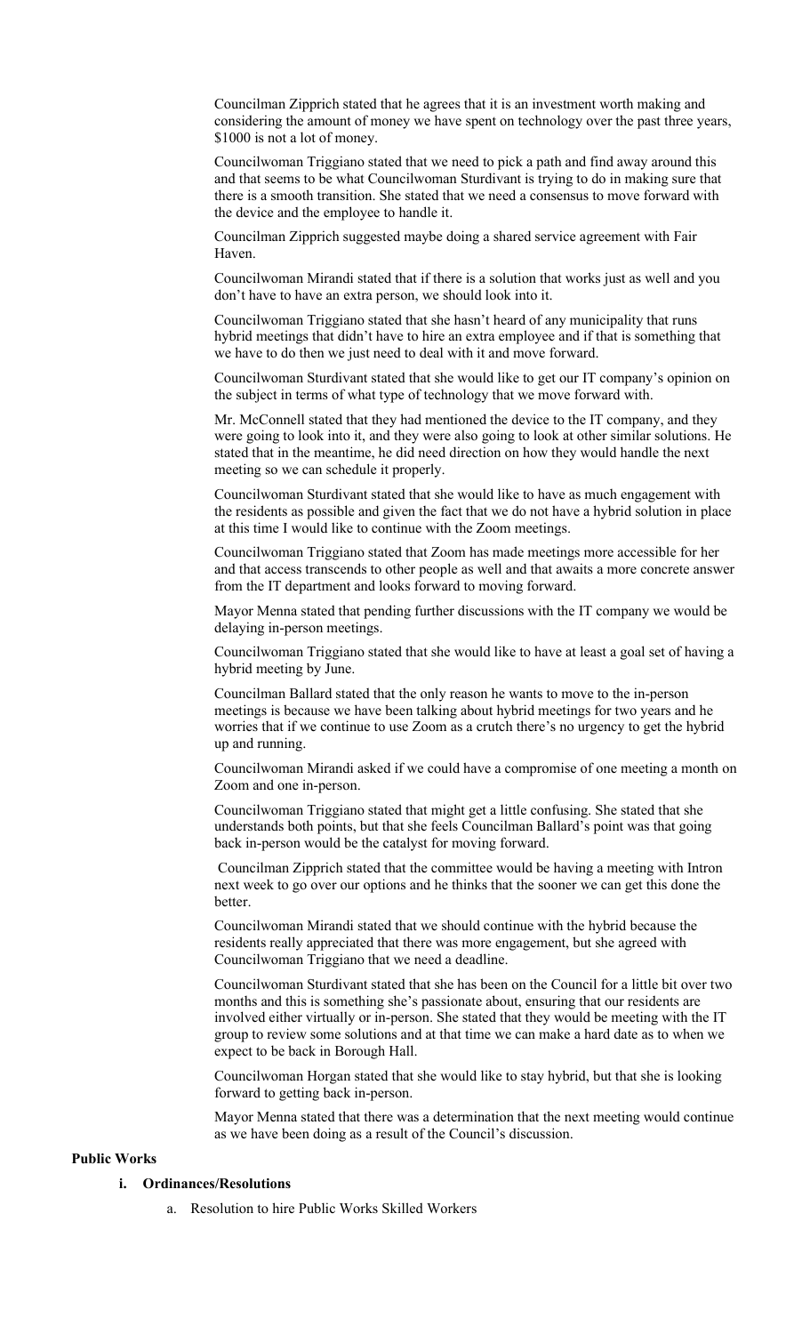Councilman Zipprich stated that he agrees that it is an investment worth making and considering the amount of money we have spent on technology over the past three years, $1000 is not a lot of money.

Councilwoman Triggiano stated that we need to pick a path and find away around this and that seems to be what Councilwoman Sturdivant is trying to do in making sure that there is a smooth transition. She stated that we need a consensus to move forward with the device and the employee to handle it.

Councilman Zipprich suggested maybe doing a shared service agreement with Fair Haven.

Councilwoman Mirandi stated that if there is a solution that works just as well and you don't have to have an extra person, we should look into it.

Councilwoman Triggiano stated that she hasn't heard of any municipality that runs hybrid meetings that didn't have to hire an extra employee and if that is something that we have to do then we just need to deal with it and move forward.

Councilwoman Sturdivant stated that she would like to get our IT company's opinion on the subject in terms of what type of technology that we move forward with.

Mr. McConnell stated that they had mentioned the device to the IT company, and they were going to look into it, and they were also going to look at other similar solutions. He stated that in the meantime, he did need direction on how they would handle the next meeting so we can schedule it properly.

Councilwoman Sturdivant stated that she would like to have as much engagement with the residents as possible and given the fact that we do not have a hybrid solution in place at this time I would like to continue with the Zoom meetings.

Councilwoman Triggiano stated that Zoom has made meetings more accessible for her and that access transcends to other people as well and that awaits a more concrete answer from the IT department and looks forward to moving forward.

Mayor Menna stated that pending further discussions with the IT company we would be delaying in-person meetings.

Councilwoman Triggiano stated that she would like to have at least a goal set of having a hybrid meeting by June.

Councilman Ballard stated that the only reason he wants to move to the in-person meetings is because we have been talking about hybrid meetings for two years and he worries that if we continue to use Zoom as a crutch there's no urgency to get the hybrid up and running.

Councilwoman Mirandi asked if we could have a compromise of one meeting a month on Zoom and one in-person.

Councilwoman Triggiano stated that might get a little confusing. She stated that she understands both points, but that she feels Councilman Ballard's point was that going back in-person would be the catalyst for moving forward.

Councilman Zipprich stated that the committee would be having a meeting with Intron next week to go over our options and he thinks that the sooner we can get this done the better.

Councilwoman Mirandi stated that we should continue with the hybrid because the residents really appreciated that there was more engagement, but she agreed with Councilwoman Triggiano that we need a deadline.

Councilwoman Sturdivant stated that she has been on the Council for a little bit over two months and this is something she's passionate about, ensuring that our residents are involved either virtually or in-person. She stated that they would be meeting with the IT group to review some solutions and at that time we can make a hard date as to when we expect to be back in Borough Hall.

Councilwoman Horgan stated that she would like to stay hybrid, but that she is looking forward to getting back in-person.

Mayor Menna stated that there was a determination that the next meeting would continue as we have been doing as a result of the Council's discussion.

**Public Works**

**i. Ordinances/Resolutions**

a. Resolution to hire Public Works Skilled Workers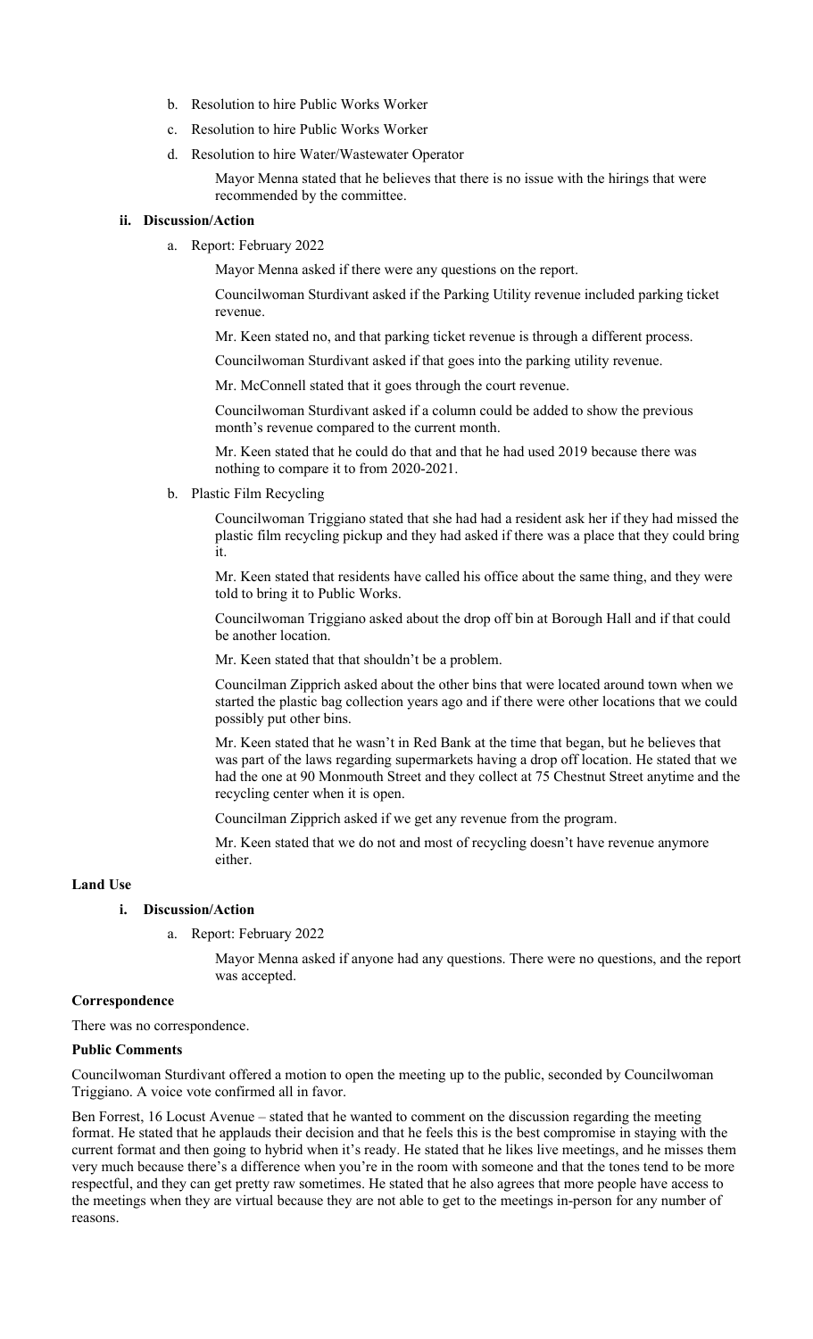b. Resolution to hire Public Works Worker

c. Resolution to hire Public Works Worker

d. Resolution to hire Water/Wastewater Operator

Mayor Menna stated that he believes that there is no issue with the hirings that were recommended by the committee.

**ii. Discussion/Action**

a. Report: February 2022

Mayor Menna asked if there were any questions on the report.

Councilwoman Sturdivant asked if the Parking Utility revenue included parking ticket revenue.

Mr. Keen stated no, and that parking ticket revenue is through a different process.

Councilwoman Sturdivant asked if that goes into the parking utility revenue.

Mr. McConnell stated that it goes through the court revenue.

Councilwoman Sturdivant asked if a column could be added to show the previous month's revenue compared to the current month.

Mr. Keen stated that he could do that and that he had used 2019 because there was nothing to compare it to from 2020-2021.

b. Plastic Film Recycling

Councilwoman Triggiano stated that she had had a resident ask her if they had missed the plastic film recycling pickup and they had asked if there was a place that they could bring it.

Mr. Keen stated that residents have called his office about the same thing, and they were told to bring it to Public Works.

Councilwoman Triggiano asked about the drop off bin at Borough Hall and if that could be another location.

Mr. Keen stated that that shouldn't be a problem.

Councilman Zipprich asked about the other bins that were located around town when we started the plastic bag collection years ago and if there were other locations that we could possibly put other bins.

Mr. Keen stated that he wasn't in Red Bank at the time that began, but he believes that was part of the laws regarding supermarkets having a drop off location. He stated that we had the one at 90 Monmouth Street and they collect at 75 Chestnut Street anytime and the recycling center when it is open.

Councilman Zipprich asked if we get any revenue from the program.

Mr. Keen stated that we do not and most of recycling doesn't have revenue anymore either.

**Land Use**

**i. Discussion/Action**

a. Report: February 2022

Mayor Menna asked if anyone had any questions. There were no questions, and the report was accepted.

**Correspondence**

There was no correspondence.

**Public Comments**

Councilwoman Sturdivant offered a motion to open the meeting up to the public, seconded by Councilwoman Triggiano. A voice vote confirmed all in favor.

Ben Forrest, 16 Locust Avenue – stated that he wanted to comment on the discussion regarding the meeting format. He stated that he applauds their decision and that he feels this is the best compromise in staying with the current format and then going to hybrid when it's ready. He stated that he likes live meetings, and he misses them very much because there's a difference when you're in the room with someone and that the tones tend to be more respectful, and they can get pretty raw sometimes. He stated that he also agrees that more people have access to the meetings when they are virtual because they are not able to get to the meetings in-person for any number of reasons.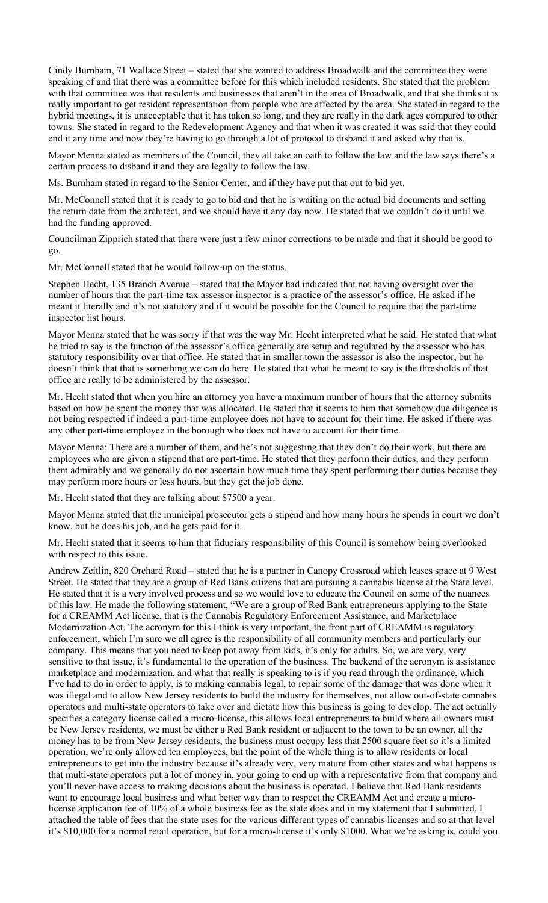Cindy Burnham, 71 Wallace Street – stated that she wanted to address Broadwalk and the committee they were speaking of and that there was a committee before for this which included residents. She stated that the problem with that committee was that residents and businesses that aren't in the area of Broadwalk, and that she thinks it is really important to get resident representation from people who are affected by the area. She stated in regard to the hybrid meetings, it is unacceptable that it has taken so long, and they are really in the dark ages compared to other towns. She stated in regard to the Redevelopment Agency and that when it was created it was said that they could end it any time and now they're having to go through a lot of protocol to disband it and asked why that is.

Mayor Menna stated as members of the Council, they all take an oath to follow the law and the law says there's a certain process to disband it and they are legally to follow the law.

Ms. Burnham stated in regard to the Senior Center, and if they have put that out to bid yet.

Mr. McConnell stated that it is ready to go to bid and that he is waiting on the actual bid documents and setting the return date from the architect, and we should have it any day now. He stated that we couldn't do it until we had the funding approved.

Councilman Zipprich stated that there were just a few minor corrections to be made and that it should be good to go.

Mr. McConnell stated that he would follow-up on the status.

Stephen Hecht, 135 Branch Avenue – stated that the Mayor had indicated that not having oversight over the number of hours that the part-time tax assessor inspector is a practice of the assessor's office. He asked if he meant it literally and it's not statutory and if it would be possible for the Council to require that the part-time inspector list hours.

Mayor Menna stated that he was sorry if that was the way Mr. Hecht interpreted what he said. He stated that what he tried to say is the function of the assessor's office generally are setup and regulated by the assessor who has statutory responsibility over that office. He stated that in smaller town the assessor is also the inspector, but he doesn't think that that is something we can do here. He stated that what he meant to say is the thresholds of that office are really to be administered by the assessor.

Mr. Hecht stated that when you hire an attorney you have a maximum number of hours that the attorney submits based on how he spent the money that was allocated. He stated that it seems to him that somehow due diligence is not being respected if indeed a part-time employee does not have to account for their time. He asked if there was any other part-time employee in the borough who does not have to account for their time.

Mayor Menna: There are a number of them, and he's not suggesting that they don't do their work, but there are employees who are given a stipend that are part-time. He stated that they perform their duties, and they perform them admirably and we generally do not ascertain how much time they spent performing their duties because they may perform more hours or less hours, but they get the job done.

Mr. Hecht stated that they are talking about $7500 a year.

Mayor Menna stated that the municipal prosecutor gets a stipend and how many hours he spends in court we don't know, but he does his job, and he gets paid for it.

Mr. Hecht stated that it seems to him that fiduciary responsibility of this Council is somehow being overlooked with respect to this issue.

Andrew Zeitlin, 820 Orchard Road – stated that he is a partner in Canopy Crossroad which leases space at 9 West Street. He stated that they are a group of Red Bank citizens that are pursuing a cannabis license at the State level. He stated that it is a very involved process and so we would love to educate the Council on some of the nuances of this law. He made the following statement, "We are a group of Red Bank entrepreneurs applying to the State for a CREAMM Act license, that is the Cannabis Regulatory Enforcement Assistance, and Marketplace Modernization Act. The acronym for this I think is very important, the front part of CREAMM is regulatory enforcement, which I'm sure we all agree is the responsibility of all community members and particularly our company. This means that you need to keep pot away from kids, it's only for adults. So, we are very, very sensitive to that issue, it's fundamental to the operation of the business. The backend of the acronym is assistance marketplace and modernization, and what that really is speaking to is if you read through the ordinance, which I've had to do in order to apply, is to making cannabis legal, to repair some of the damage that was done when it was illegal and to allow New Jersey residents to build the industry for themselves, not allow out-of-state cannabis operators and multi-state operators to take over and dictate how this business is going to develop. The act actually specifies a category license called a micro-license, this allows local entrepreneurs to build where all owners must be New Jersey residents, we must be either a Red Bank resident or adjacent to the town to be an owner, all the money has to be from New Jersey residents, the business must occupy less that 2500 square feet so it's a limited operation, we're only allowed ten employees, but the point of the whole thing is to allow residents or local entrepreneurs to get into the industry because it's already very, very mature from other states and what happens is that multi-state operators put a lot of money in, your going to end up with a representative from that company and you'll never have access to making decisions about the business is operated. I believe that Red Bank residents want to encourage local business and what better way than to respect the CREAMM Act and create a micro-license application fee of 10% of a whole business fee as the state does and in my statement that I submitted, I attached the table of fees that the state uses for the various different types of cannabis licenses and so at that level it's $10,000 for a normal retail operation, but for a micro-license it's only $1000. What we're asking is, could you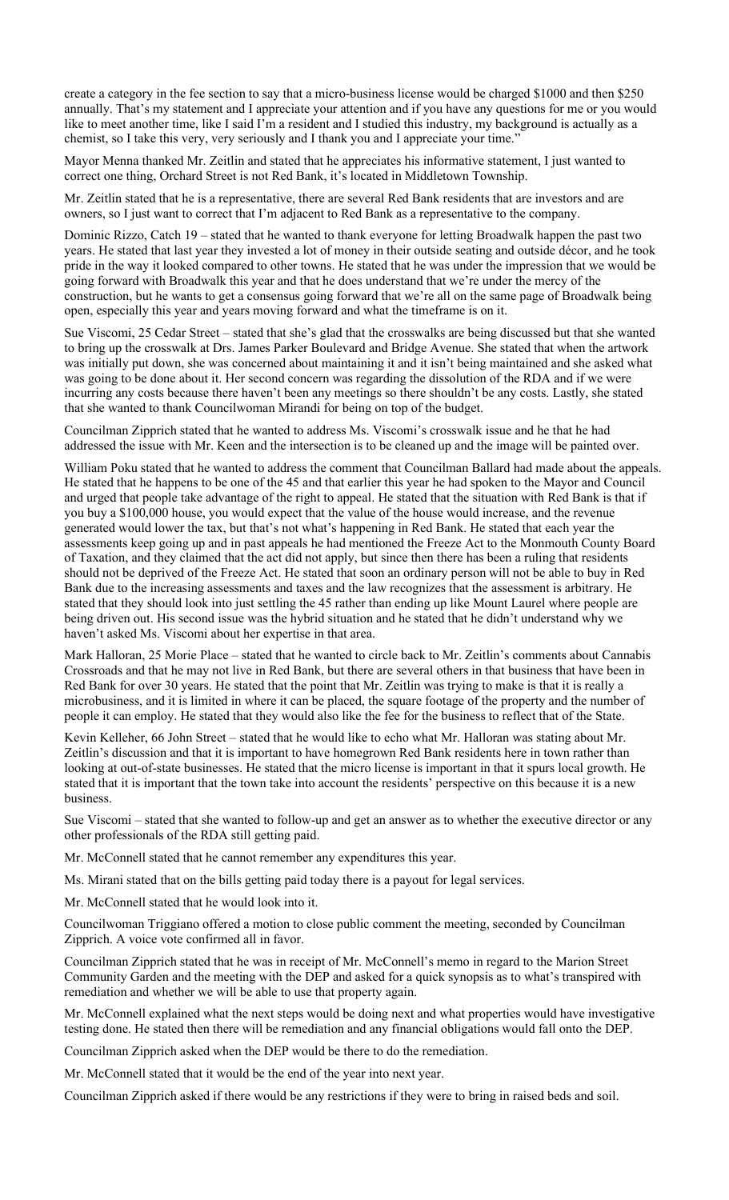create a category in the fee section to say that a micro-business license would be charged $1000 and then $250 annually. That's my statement and I appreciate your attention and if you have any questions for me or you would like to meet another time, like I said I'm a resident and I studied this industry, my background is actually as a chemist, so I take this very, very seriously and I thank you and I appreciate your time."

Mayor Menna thanked Mr. Zeitlin and stated that he appreciates his informative statement, I just wanted to correct one thing, Orchard Street is not Red Bank, it's located in Middletown Township.

Mr. Zeitlin stated that he is a representative, there are several Red Bank residents that are investors and are owners, so I just want to correct that I'm adjacent to Red Bank as a representative to the company.

Dominic Rizzo, Catch 19 – stated that he wanted to thank everyone for letting Broadwalk happen the past two years. He stated that last year they invested a lot of money in their outside seating and outside décor, and he took pride in the way it looked compared to other towns. He stated that he was under the impression that we would be going forward with Broadwalk this year and that he does understand that we're under the mercy of the construction, but he wants to get a consensus going forward that we're all on the same page of Broadwalk being open, especially this year and years moving forward and what the timeframe is on it.

Sue Viscomi, 25 Cedar Street – stated that she's glad that the crosswalks are being discussed but that she wanted to bring up the crosswalk at Drs. James Parker Boulevard and Bridge Avenue. She stated that when the artwork was initially put down, she was concerned about maintaining it and it isn't being maintained and she asked what was going to be done about it. Her second concern was regarding the dissolution of the RDA and if we were incurring any costs because there haven't been any meetings so there shouldn't be any costs. Lastly, she stated that she wanted to thank Councilwoman Mirandi for being on top of the budget.

Councilman Zipprich stated that he wanted to address Ms. Viscomi's crosswalk issue and he that he had addressed the issue with Mr. Keen and the intersection is to be cleaned up and the image will be painted over.

William Poku stated that he wanted to address the comment that Councilman Ballard had made about the appeals. He stated that he happens to be one of the 45 and that earlier this year he had spoken to the Mayor and Council and urged that people take advantage of the right to appeal. He stated that the situation with Red Bank is that if you buy a $100,000 house, you would expect that the value of the house would increase, and the revenue generated would lower the tax, but that's not what's happening in Red Bank. He stated that each year the assessments keep going up and in past appeals he had mentioned the Freeze Act to the Monmouth County Board of Taxation, and they claimed that the act did not apply, but since then there has been a ruling that residents should not be deprived of the Freeze Act. He stated that soon an ordinary person will not be able to buy in Red Bank due to the increasing assessments and taxes and the law recognizes that the assessment is arbitrary. He stated that they should look into just settling the 45 rather than ending up like Mount Laurel where people are being driven out. His second issue was the hybrid situation and he stated that he didn't understand why we haven't asked Ms. Viscomi about her expertise in that area.

Mark Halloran, 25 Morie Place – stated that he wanted to circle back to Mr. Zeitlin's comments about Cannabis Crossroads and that he may not live in Red Bank, but there are several others in that business that have been in Red Bank for over 30 years. He stated that the point that Mr. Zeitlin was trying to make is that it is really a microbusiness, and it is limited in where it can be placed, the square footage of the property and the number of people it can employ. He stated that they would also like the fee for the business to reflect that of the State.

Kevin Kelleher, 66 John Street – stated that he would like to echo what Mr. Halloran was stating about Mr. Zeitlin's discussion and that it is important to have homegrown Red Bank residents here in town rather than looking at out-of-state businesses. He stated that the micro license is important in that it spurs local growth. He stated that it is important that the town take into account the residents' perspective on this because it is a new business.

Sue Viscomi – stated that she wanted to follow-up and get an answer as to whether the executive director or any other professionals of the RDA still getting paid.

Mr. McConnell stated that he cannot remember any expenditures this year.

Ms. Mirani stated that on the bills getting paid today there is a payout for legal services.

Mr. McConnell stated that he would look into it.

Councilwoman Triggiano offered a motion to close public comment the meeting, seconded by Councilman Zipprich. A voice vote confirmed all in favor.

Councilman Zipprich stated that he was in receipt of Mr. McConnell's memo in regard to the Marion Street Community Garden and the meeting with the DEP and asked for a quick synopsis as to what's transpired with remediation and whether we will be able to use that property again.

Mr. McConnell explained what the next steps would be doing next and what properties would have investigative testing done. He stated then there will be remediation and any financial obligations would fall onto the DEP.

Councilman Zipprich asked when the DEP would be there to do the remediation.

Mr. McConnell stated that it would be the end of the year into next year.

Councilman Zipprich asked if there would be any restrictions if they were to bring in raised beds and soil.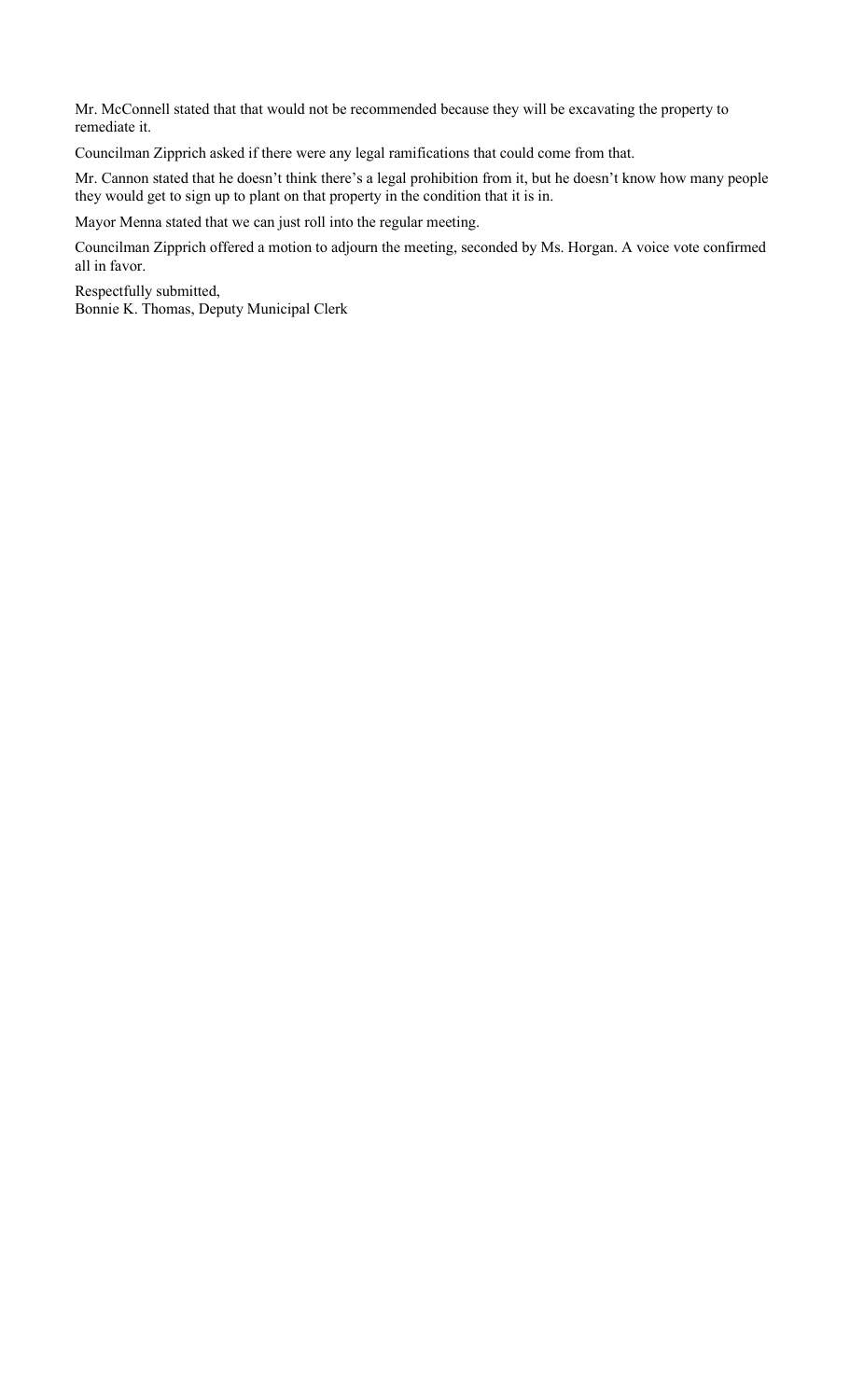Mr. McConnell stated that that would not be recommended because they will be excavating the property to remediate it.

Councilman Zipprich asked if there were any legal ramifications that could come from that.

Mr. Cannon stated that he doesn't think there's a legal prohibition from it, but he doesn't know how many people they would get to sign up to plant on that property in the condition that it is in.

Mayor Menna stated that we can just roll into the regular meeting.

Councilman Zipprich offered a motion to adjourn the meeting, seconded by Ms. Horgan. A voice vote confirmed all in favor.

Respectfully submitted,
Bonnie K. Thomas, Deputy Municipal Clerk